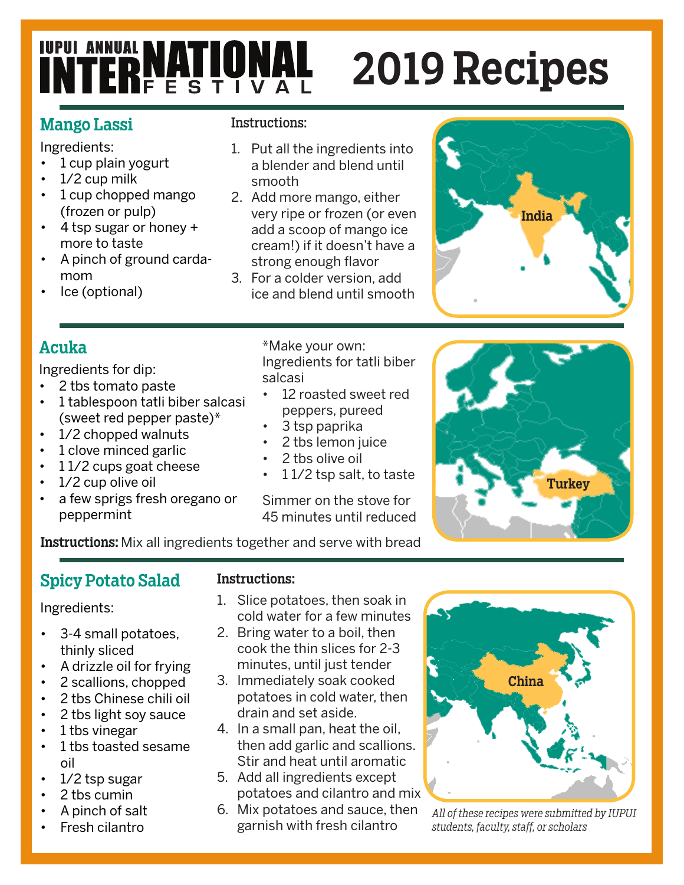# IUPUI ANNUAL INTERNATIONAL FESTIVAL 2019 Recipes

## Mango Lassi

Ingredients:

- 1 cup plain yogurt
- 1/2 cup milk
- 1 cup chopped mango (frozen or pulp)
- 4 tsp sugar or honey + more to taste
- A pinch of ground cardamom
- Ice (optional)

**Instructions:**

1. Put all the ingredients into a blender and blend until smooth
2. Add more mango, either very ripe or frozen (or even add a scoop of mango ice cream!) if it doesn't have a strong enough flavor
3. For a colder version, add ice and blend until smooth

India

## Acuka

Ingredients for dip:

- 2 tbs tomato paste
- 1 tablespoon tatli biber salcasi (sweet red pepper paste)*
- 1/2 chopped walnuts
- 1 clove minced garlic
- 1 1/2 cups goat cheese
- 1/2 cup olive oil
- a few sprigs fresh oregano or peppermint

*Make your own: Ingredients for tatli biber salcasi

- 12 roasted sweet red peppers, pureed
- 3 tsp paprika
- 2 tbs lemon juice
- 2 tbs olive oil
- 1 1/2 tsp salt, to taste

Simmer on the stove for 45 minutes until reduced

**Instructions:** Mix all ingredients together and serve with bread

Turkey

## Spicy Potato Salad

Ingredients:

- 3-4 small potatoes, thinly sliced
- A drizzle oil for frying
- 2 scallions, chopped
- 2 tbs Chinese chili oil
- 2 tbs light soy sauce
- 1 tbs vinegar
- 1 tbs toasted sesame oil
- 1/2 tsp sugar
- 2 tbs cumin
- A pinch of salt
- Fresh cilantro

**Instructions:**

1. Slice potatoes, then soak in cold water for a few minutes
2. Bring water to a boil, then cook the thin slices for 2-3 minutes, until just tender
3. Immediately soak cooked potatoes in cold water, then drain and set aside.
4. In a small pan, heat the oil, then add garlic and scallions. Stir and heat until aromatic
5. Add all ingredients except potatoes and cilantro and mix
6. Mix potatoes and sauce, then garnish with fresh cilantro

China

*All of these recipes were submitted by IUPUI students, faculty, staff, or scholars*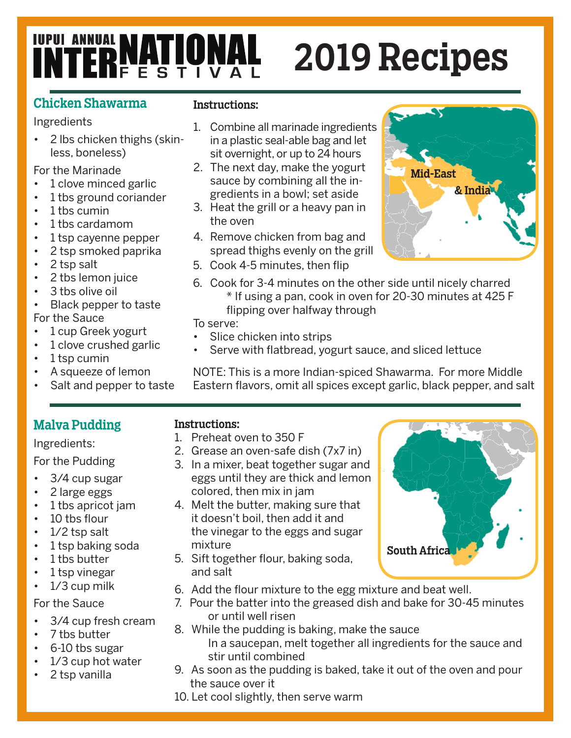# IUPUI ANNUAL INTERNATIONAL FESTIVAL 2019 Recipes

## Chicken Shawarma

Ingredients

- 2 lbs chicken thighs (skinless, boneless)

For the Marinade

- 1 clove minced garlic
- 1 tbs ground coriander
- 1 tbs cumin
- 1 tbs cardamom
- 1 tsp cayenne pepper
- 2 tsp smoked paprika
- 2 tsp salt
- 2 tbs lemon juice
- 3 tbs olive oil
- Black pepper to taste

For the Sauce

- 1 cup Greek yogurt
- 1 clove crushed garlic
- 1 tsp cumin
- A squeeze of lemon
- Salt and pepper to taste

### Instructions:

1. Combine all marinade ingredients in a plastic seal-able bag and let sit overnight, or up to 24 hours
2. The next day, make the yogurt sauce by combining all the ingredients in a bowl; set aside
3. Heat the grill or a heavy pan in the oven
4. Remove chicken from bag and spread thighs evenly on the grill
5. Cook 4-5 minutes, then flip
6. Cook for 3-4 minutes on the other side until nicely charred
   * If using a pan, cook in oven for 20-30 minutes at 425 F flipping over halfway through

To serve:

- Slice chicken into strips
- Serve with flatbread, yogurt sauce, and sliced lettuce

NOTE: This is a more Indian-spiced Shawarma. For more Middle Eastern flavors, omit all spices except garlic, black pepper, and salt

Mid-East & India

## Malva Pudding

Ingredients:

For the Pudding

- 3/4 cup sugar
- 2 large eggs
- 1 tbs apricot jam
- 10 tbs flour
- 1/2 tsp salt
- 1 tsp baking soda
- 1 tbs butter
- 1 tsp vinegar
- 1/3 cup milk

For the Sauce

- 3/4 cup fresh cream
- 7 tbs butter
- 6-10 tbs sugar
- 1/3 cup hot water
- 2 tsp vanilla

### Instructions:

1. Preheat oven to 350 F
2. Grease an oven-safe dish (7x7 in)
3. In a mixer, beat together sugar and eggs until they are thick and lemon colored, then mix in jam
4. Melt the butter, making sure that it doesn't boil, then add it and the vinegar to the eggs and sugar mixture
5. Sift together flour, baking soda, and salt
6. Add the flour mixture to the egg mixture and beat well.
7. Pour the batter into the greased dish and bake for 30-45 minutes or until well risen
8. While the pudding is baking, make the sauce
   In a saucepan, melt together all ingredients for the sauce and stir until combined
9. As soon as the pudding is baked, take it out of the oven and pour the sauce over it
10. Let cool slightly, then serve warm

South Africa